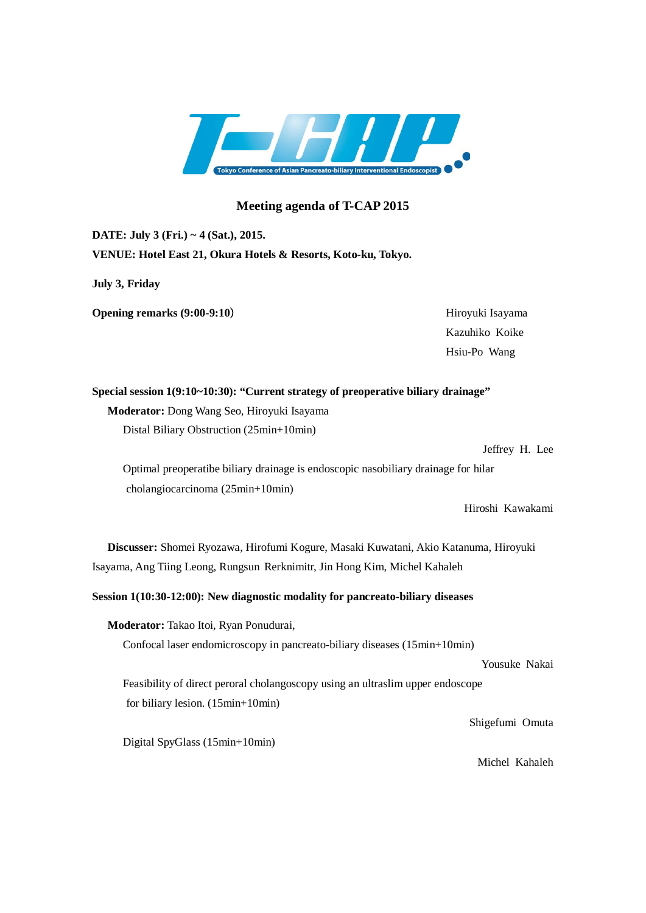T-CAP Tokyo Conference of Asian Pancreato-biliary Interventional Endoscopist

# Meeting agenda of T-CAP 2015

**DATE: July 3 (Fri.) ~ 4 (Sat.), 2015.**

**VENUE: Hotel East 21, Okura Hotels & Resorts, Koto-ku, Tokyo.**

**July 3, Friday**

**Opening remarks (9:00-9:10)**

Hiroyuki Isayama
Kazuhiko Koike
Hsiu-Po Wang

**Special session 1(9:10~10:30): "Current strategy of preoperative biliary drainage"**

**Moderator:** Dong Wang Seo, Hiroyuki Isayama

Distal Biliary Obstruction (25min+10min)

Jeffrey H. Lee

Optimal preoperatibe biliary drainage is endoscopic nasobiliary drainage for hilar cholangiocarcinoma (25min+10min)

Hiroshi Kawakami

**Discusser:** Shomei Ryozawa, Hirofumi Kogure, Masaki Kuwatani, Akio Katanuma, Hiroyuki Isayama, Ang Tiing Leong, Rungsun Rerknimitr, Jin Hong Kim, Michel Kahaleh

**Session 1(10:30-12:00): New diagnostic modality for pancreato-biliary diseases**

**Moderator:** Takao Itoi, Ryan Ponudurai,

Confocal laser endomicroscopy in pancreato-biliary diseases (15min+10min)

Yousuke Nakai

Feasibility of direct peroral cholangoscopy using an ultraslim upper endoscope for biliary lesion. (15min+10min)

Shigefumi Omuta

Digital SpyGlass (15min+10min)

Michel Kahaleh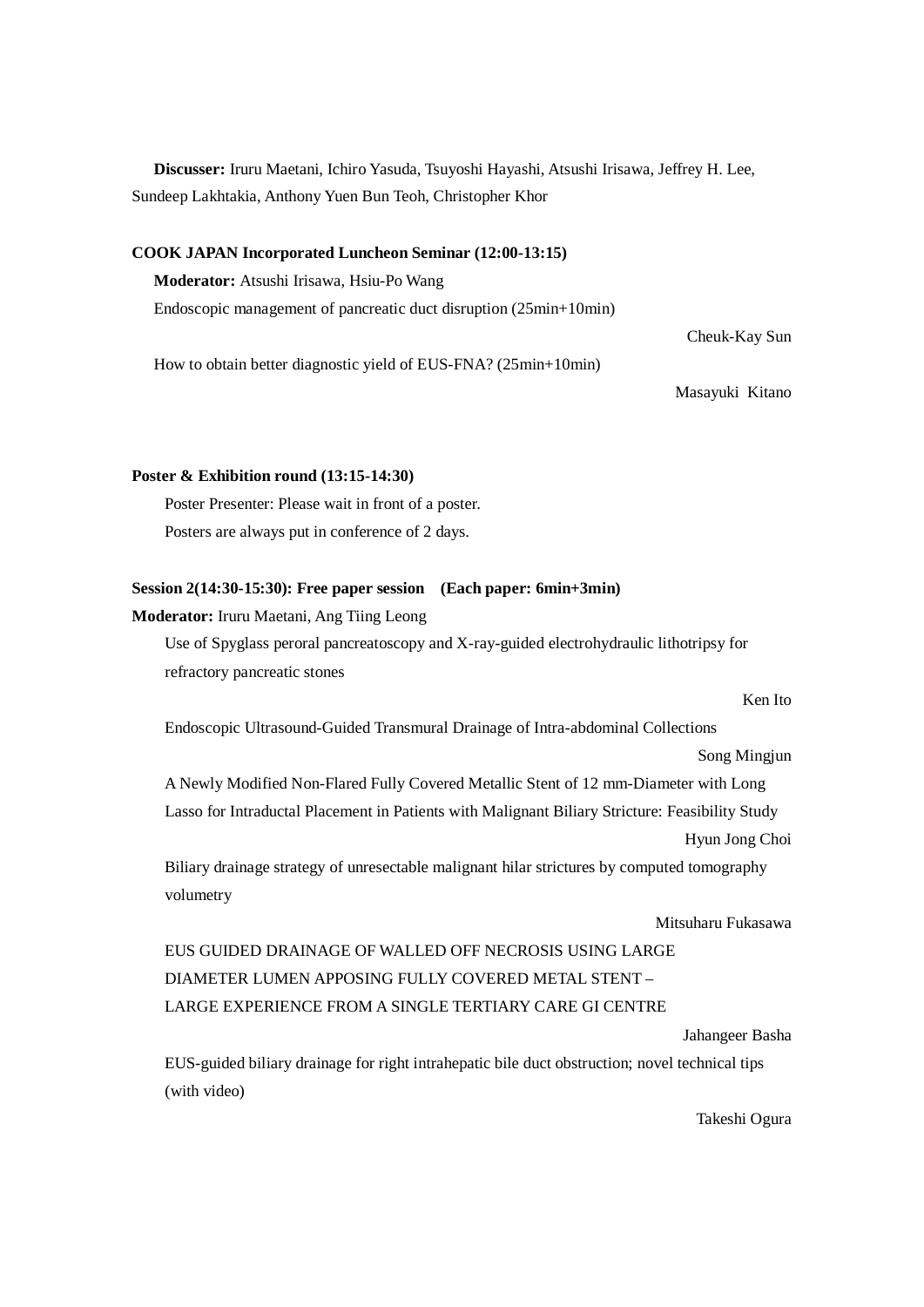**Discusser:** Iruru Maetani, Ichiro Yasuda, Tsuyoshi Hayashi, Atsushi Irisawa, Jeffrey H. Lee, Sundeep Lakhtakia, Anthony Yuen Bun Teoh, Christopher Khor

**COOK JAPAN Incorporated Luncheon Seminar (12:00-13:15)**

**Moderator:** Atsushi Irisawa, Hsiu-Po Wang

Endoscopic management of pancreatic duct disruption (25min+10min)

Cheuk-Kay Sun

How to obtain better diagnostic yield of EUS-FNA? (25min+10min)

Masayuki Kitano

**Poster & Exhibition round (13:15-14:30)**

Poster Presenter: Please wait in front of a poster.

Posters are always put in conference of 2 days.

**Session 2(14:30-15:30): Free paper session (Each paper: 6min+3min)**

**Moderator:** Iruru Maetani, Ang Tiing Leong

Use of Spyglass peroral pancreatoscopy and X-ray-guided electrohydraulic lithotripsy for refractory pancreatic stones

Ken Ito

Endoscopic Ultrasound-Guided Transmural Drainage of Intra-abdominal Collections

Song Mingjun

A Newly Modified Non-Flared Fully Covered Metallic Stent of 12 mm-Diameter with Long Lasso for Intraductal Placement in Patients with Malignant Biliary Stricture: Feasibility Study

Hyun Jong Choi

Biliary drainage strategy of unresectable malignant hilar strictures by computed tomography volumetry

Mitsuharu Fukasawa

EUS GUIDED DRAINAGE OF WALLED OFF NECROSIS USING LARGE DIAMETER LUMEN APPOSING FULLY COVERED METAL STENT – LARGE EXPERIENCE FROM A SINGLE TERTIARY CARE GI CENTRE

Jahangeer Basha

EUS-guided biliary drainage for right intrahepatic bile duct obstruction; novel technical tips (with video)

Takeshi Ogura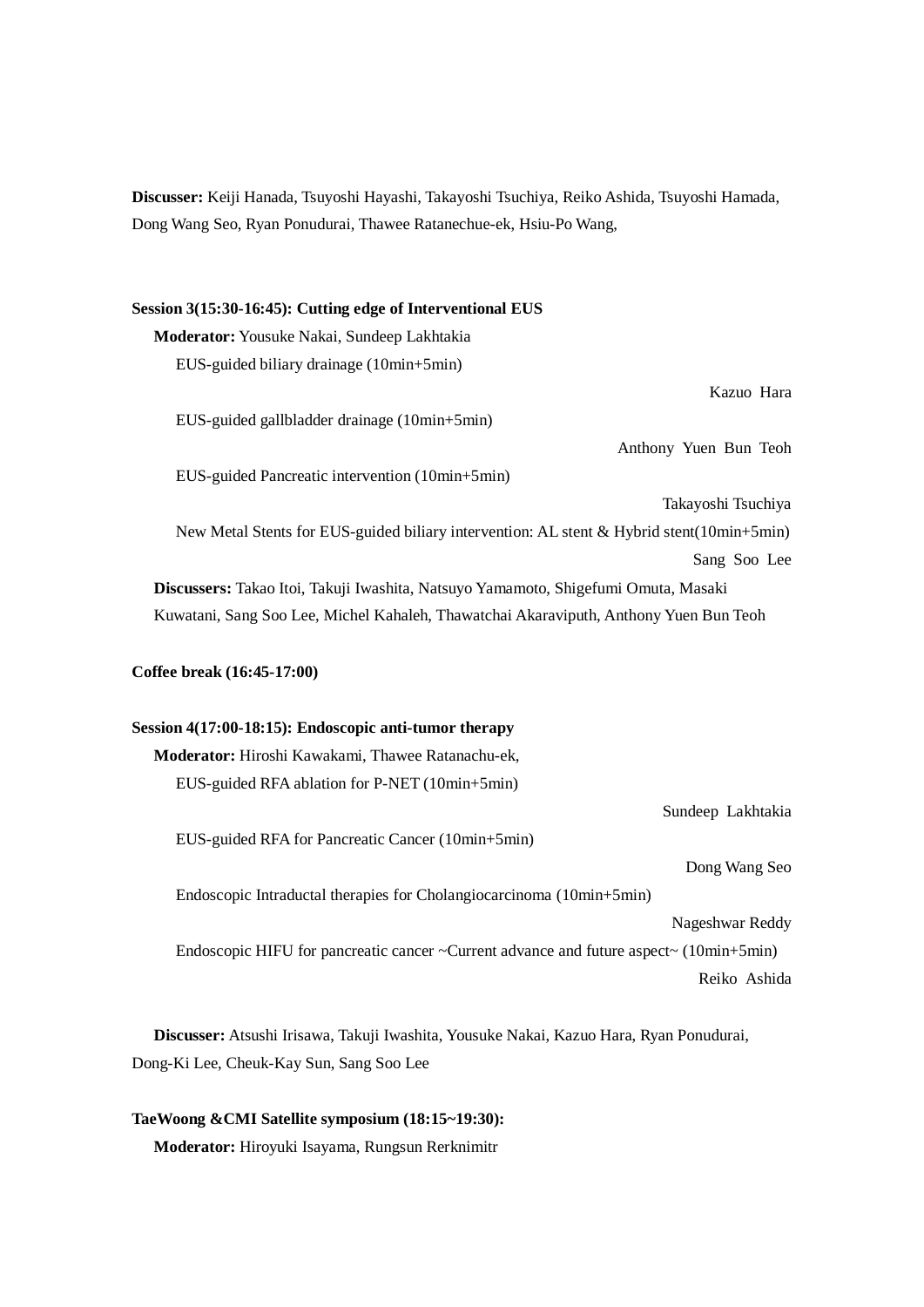**Discusser:** Keiji Hanada, Tsuyoshi Hayashi, Takayoshi Tsuchiya, Reiko Ashida, Tsuyoshi Hamada, Dong Wang Seo, Ryan Ponudurai, Thawee Ratanechue-ek, Hsiu-Po Wang,

**Session 3(15:30-16:45): Cutting edge of Interventional EUS**

**Moderator:** Yousuke Nakai, Sundeep Lakhtakia

EUS-guided biliary drainage (10min+5min)

Kazuo Hara

EUS-guided gallbladder drainage (10min+5min)

Anthony Yuen Bun Teoh

EUS-guided Pancreatic intervention (10min+5min)

Takayoshi Tsuchiya

New Metal Stents for EUS-guided biliary intervention: AL stent & Hybrid stent(10min+5min)

Sang Soo Lee

**Discussers:** Takao Itoi, Takuji Iwashita, Natsuyo Yamamoto, Shigefumi Omuta, Masaki Kuwatani, Sang Soo Lee, Michel Kahaleh, Thawatchai Akaraviputh, Anthony Yuen Bun Teoh

**Coffee break (16:45-17:00)**

**Session 4(17:00-18:15): Endoscopic anti-tumor therapy**

**Moderator:** Hiroshi Kawakami, Thawee Ratanachu-ek,

EUS-guided RFA ablation for P-NET (10min+5min)

Sundeep Lakhtakia

EUS-guided RFA for Pancreatic Cancer (10min+5min)

Dong Wang Seo

Endoscopic Intraductal therapies for Cholangiocarcinoma (10min+5min)

Nageshwar Reddy

Endoscopic HIFU for pancreatic cancer ~Current advance and future aspect~ (10min+5min)

Reiko Ashida

**Discusser:** Atsushi Irisawa, Takuji Iwashita, Yousuke Nakai, Kazuo Hara, Ryan Ponudurai, Dong-Ki Lee, Cheuk-Kay Sun, Sang Soo Lee

**TaeWoong &CMI Satellite symposium (18:15~19:30):**

**Moderator:** Hiroyuki Isayama, Rungsun Rerknimitr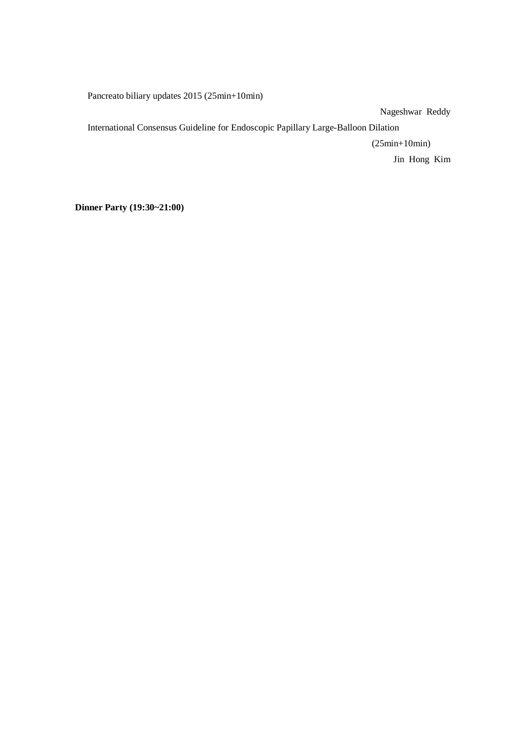Pancreato biliary updates 2015 (25min+10min)

Nageshwar Reddy

International Consensus Guideline for Endoscopic Papillary Large-Balloon Dilation

(25min+10min)

Jin Hong Kim

**Dinner Party (19:30~21:00)**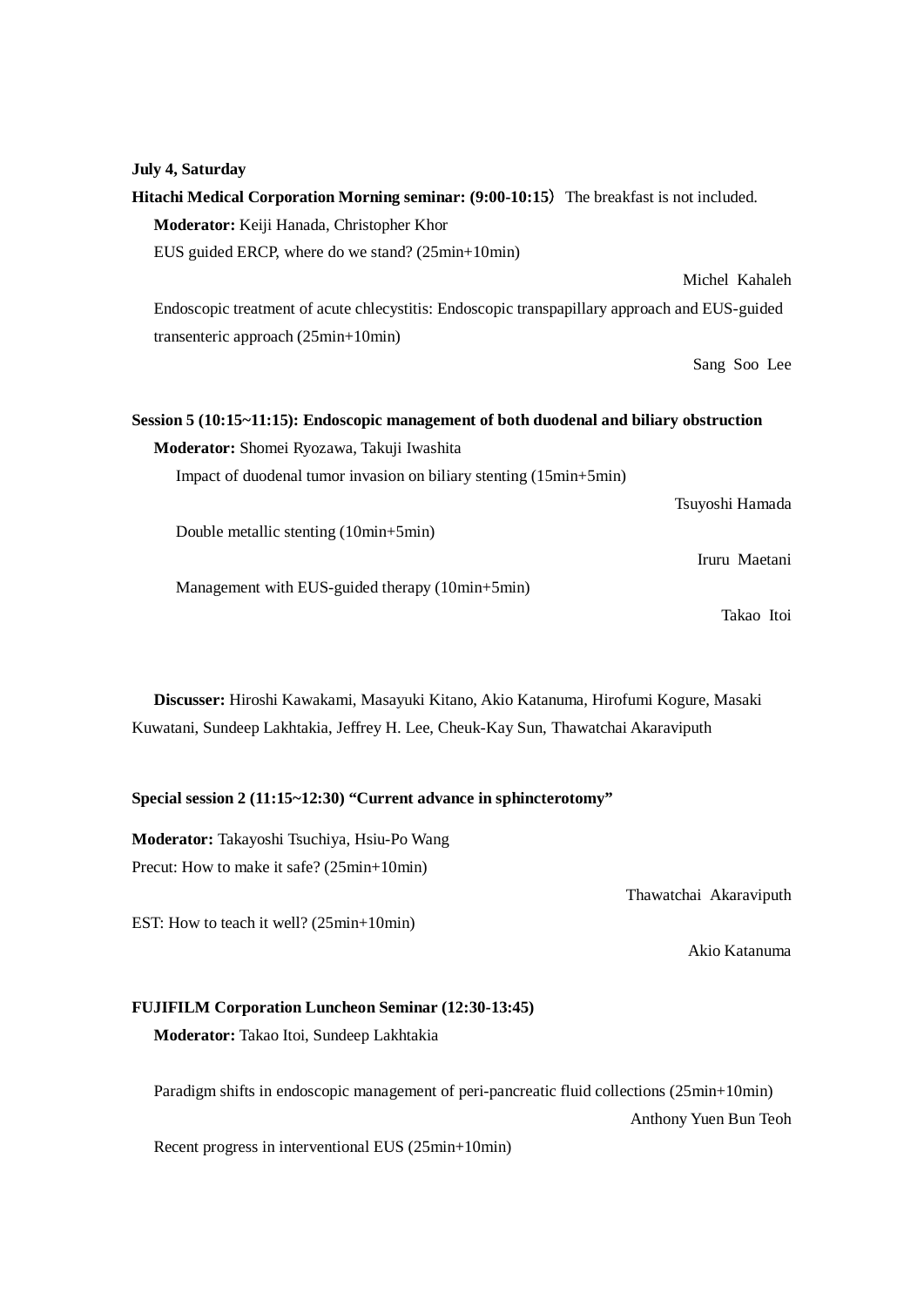**July 4, Saturday**

**Hitachi Medical Corporation Morning seminar: (9:00-10:15）** The breakfast is not included.

**Moderator:** Keiji Hanada, Christopher Khor

EUS guided ERCP, where do we stand? (25min+10min)

Michel Kahaleh

Endoscopic treatment of acute chlecystitis: Endoscopic transpapillary approach and EUS-guided transenteric approach (25min+10min)

Sang Soo Lee

**Session 5 (10:15~11:15): Endoscopic management of both duodenal and biliary obstruction**

**Moderator:** Shomei Ryozawa, Takuji Iwashita

Impact of duodenal tumor invasion on biliary stenting (15min+5min)

Tsuyoshi Hamada

Double metallic stenting (10min+5min)

Iruru Maetani

Management with EUS-guided therapy (10min+5min)

Takao Itoi

**Discusser:** Hiroshi Kawakami, Masayuki Kitano, Akio Katanuma, Hirofumi Kogure, Masaki Kuwatani, Sundeep Lakhtakia, Jeffrey H. Lee, Cheuk-Kay Sun, Thawatchai Akaraviputh

**Special session 2 (11:15~12:30) "Current advance in sphincterotomy"**

**Moderator:** Takayoshi Tsuchiya, Hsiu-Po Wang

Precut: How to make it safe? (25min+10min)

Thawatchai Akaraviputh

EST: How to teach it well? (25min+10min)

Akio Katanuma

**FUJIFILM Corporation Luncheon Seminar (12:30-13:45)**

**Moderator:** Takao Itoi, Sundeep Lakhtakia

Paradigm shifts in endoscopic management of peri-pancreatic fluid collections (25min+10min)

Anthony Yuen Bun Teoh

Recent progress in interventional EUS (25min+10min)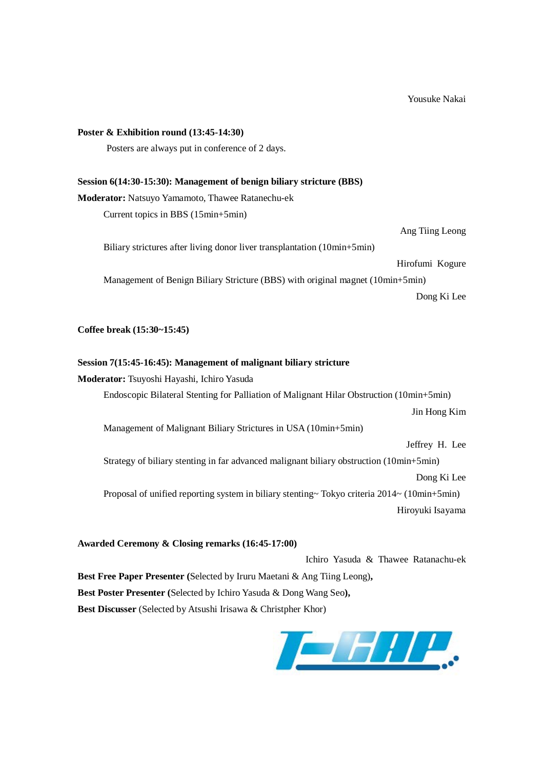Yousuke Nakai

**Poster & Exhibition round (13:45-14:30)**

Posters are always put in conference of 2 days.

**Session 6(14:30-15:30): Management of benign biliary stricture (BBS)**

**Moderator:** Natsuyo Yamamoto, Thawee Ratanechu-ek

Current topics in BBS (15min+5min)

Ang Tiing Leong

Biliary strictures after living donor liver transplantation (10min+5min)

Hirofumi Kogure

Management of Benign Biliary Stricture (BBS) with original magnet (10min+5min)

Dong Ki Lee

**Coffee break (15:30~15:45)**

**Session 7(15:45-16:45): Management of malignant biliary stricture**

**Moderator:** Tsuyoshi Hayashi, Ichiro Yasuda

Endoscopic Bilateral Stenting for Palliation of Malignant Hilar Obstruction (10min+5min)

Jin Hong Kim

Management of Malignant Biliary Strictures in USA (10min+5min)

Jeffrey H. Lee

Strategy of biliary stenting in far advanced malignant biliary obstruction (10min+5min)

Dong Ki Lee

Proposal of unified reporting system in biliary stenting~ Tokyo criteria 2014~ (10min+5min)

Hiroyuki Isayama

**Awarded Ceremony & Closing remarks (16:45-17:00)**

Ichiro Yasuda & Thawee Ratanachu-ek

**Best Free Paper Presenter (**Selected by Iruru Maetani & Ang Tiing Leong)**,**

**Best Poster Presenter (**Selected by Ichiro Yasuda & Dong Wang Seo**),**

**Best Discusser** (Selected by Atsushi Irisawa & Christpher Khor)